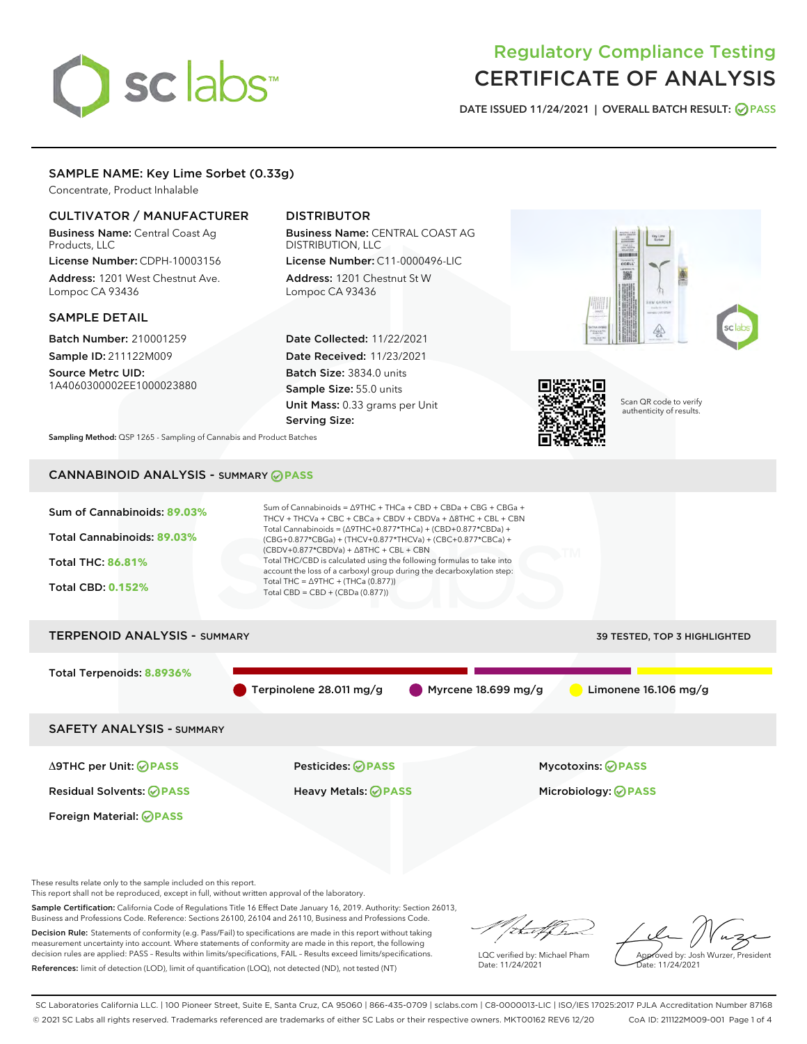# Regulatory Compliance Testing
# CERTIFICATE OF ANALYSIS

DATE ISSUED 11/24/2021 | OVERALL BATCH RESULT: PASS

## SAMPLE NAME: Key Lime Sorbet (0.33g)

Concentrate, Product Inhalable

### CULTIVATOR / MANUFACTURER

**Business Name:** Central Coast Ag Products, LLC
**License Number:** CDPH-10003156
**Address:** 1201 West Chestnut Ave. Lompoc CA 93436

### DISTRIBUTOR

**Business Name:** CENTRAL COAST AG DISTRIBUTION, LLC
**License Number:** C11-0000496-LIC
**Address:** 1201 Chestnut St W Lompoc CA 93436

### SAMPLE DETAIL

**Batch Number:** 210001259
**Sample ID:** 211122M009
**Source Metrc UID:** 1A4060300002EE1000023880

**Date Collected:** 11/22/2021
**Date Received:** 11/23/2021
**Batch Size:** 3834.0 units
**Sample Size:** 55.0 units
**Unit Mass:** 0.33 grams per Unit
**Serving Size:**

Scan QR code to verify authenticity of results.

**Sampling Method:** QSP 1265 - Sampling of Cannabis and Product Batches

## CANNABINOID ANALYSIS - SUMMARY PASS

Sum of Cannabinoids: **89.03%**
Total Cannabinoids: **89.03%**
Total THC: **86.81%**
Total CBD: **0.152%**

Sum of Cannabinoids = Δ9THC + THCa + CBD + CBDa + CBG + CBGa + THCV + THCVa + CBC + CBCa + CBDV + CBDVa + Δ8THC + CBL + CBN
Total Cannabinoids = (Δ9THC+0.877*THCa) + (CBD+0.877*CBDa) + (CBG+0.877*CBGa) + (THCV+0.877*THCVa) + (CBC+0.877*CBCa) + (CBDV+0.877*CBDVa) + Δ8THC + CBL + CBN
Total THC/CBD is calculated using the following formulas to take into account the loss of a carboxyl group during the decarboxylation step:
Total THC = Δ9THC + (THCa (0.877))
Total CBD = CBD + (CBDa (0.877))

## TERPENOID ANALYSIS - SUMMARY

39 TESTED, TOP 3 HIGHLIGHTED

Total Terpenoids: **8.8936%**

- Terpinolene 28.011 mg/g
- Myrcene 18.699 mg/g
- Limonene 16.106 mg/g

## SAFETY ANALYSIS - SUMMARY

| | | |
|---|---|---|
| Δ9THC per Unit: PASS | Pesticides: PASS | Mycotoxins: PASS |
| Residual Solvents: PASS | Heavy Metals: PASS | Microbiology: PASS |
| Foreign Material: PASS | | |

These results relate only to the sample included on this report.
This report shall not be reproduced, except in full, without written approval of the laboratory.

**Sample Certification:** California Code of Regulations Title 16 Effect Date January 16, 2019. Authority: Section 26013, Business and Professions Code. Reference: Sections 26100, 26104 and 26110, Business and Professions Code.

**Decision Rule:** Statements of conformity (e.g. Pass/Fail) to specifications are made in this report without taking measurement uncertainty into account. Where statements of conformity are made in this report, the following decision rules are applied: PASS – Results within limits/specifications, FAIL – Results exceed limits/specifications.

**References:** limit of detection (LOD), limit of quantification (LOQ), not detected (ND), not tested (NT)

LQC verified by: Michael Pham
Date: 11/24/2021

Approved by: Josh Wurzer, President
Date: 11/24/2021

SC Laboratories California LLC. | 100 Pioneer Street, Suite E, Santa Cruz, CA 95060 | 866-435-0709 | sclabs.com | C8-0000013-LIC | ISO/IES 17025:2017 PJLA Accreditation Number 87168
© 2021 SC Labs all rights reserved. Trademarks referenced are trademarks of either SC Labs or their respective owners. MKT00162 REV6 12/20 CoA ID: 211122M009-001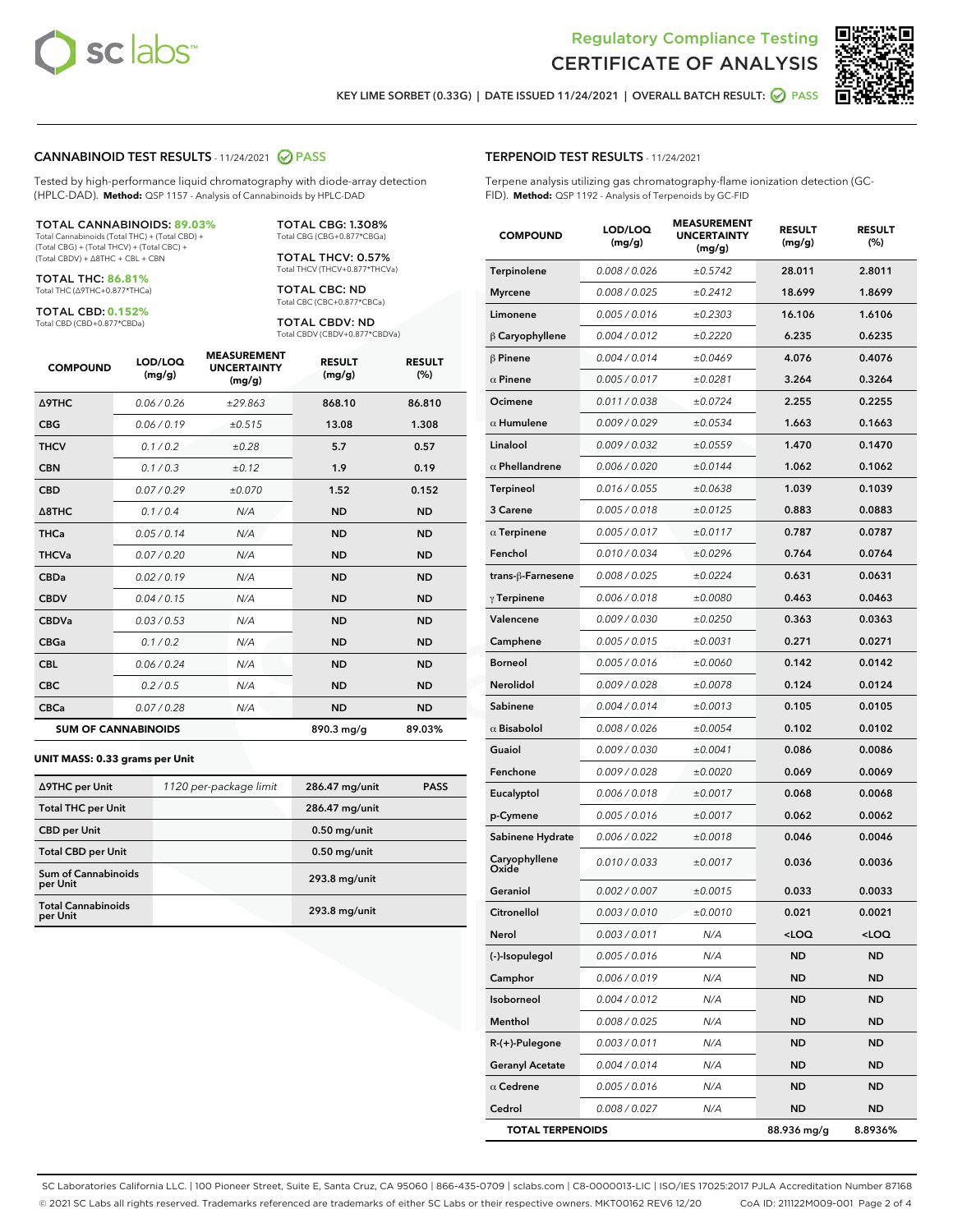# Regulatory Compliance Testing
# CERTIFICATE OF ANALYSIS

KEY LIME SORBET (0.33G) | DATE ISSUED 11/24/2021 | OVERALL BATCH RESULT: PASS

## CANNABINOID TEST RESULTS - 11/24/2021 PASS

Tested by high-performance liquid chromatography with diode-array detection (HPLC-DAD). **Method:** QSP 1157 - Analysis of Cannabinoids by HPLC-DAD

**TOTAL CANNABINOIDS: 89.03%**
Total Cannabinoids (Total THC) + (Total CBD) + (Total CBG) + (Total THCV) + (Total CBC) + (Total CBDV) + Δ8THC + CBL + CBN

**TOTAL THC: 86.81%**
Total THC (Δ9THC+0.877*THCa)

**TOTAL CBD: 0.152%**
Total CBD (CBD+0.877*CBDa)

**TOTAL CBG: 1.308%**
Total CBG (CBG+0.877*CBGa)

**TOTAL THCV: 0.57%**
Total THCV (THCV+0.877*THCVa)

**TOTAL CBC: ND**
Total CBC (CBC+0.877*CBCa)

**TOTAL CBDV: ND**
Total CBDV (CBDV+0.877*CBDVa)

| COMPOUND | LOD/LOQ (mg/g) | MEASUREMENT UNCERTAINTY (mg/g) | RESULT (mg/g) | RESULT (%) |
|---|---|---|---|---|
| Δ9THC | 0.06 / 0.26 | ±29.863 | 868.10 | 86.810 |
| CBG | 0.06 / 0.19 | ±0.515 | 13.08 | 1.308 |
| THCV | 0.1 / 0.2 | ±0.28 | 5.7 | 0.57 |
| CBN | 0.1 / 0.3 | ±0.12 | 1.9 | 0.19 |
| CBD | 0.07 / 0.29 | ±0.070 | 1.52 | 0.152 |
| Δ8THC | 0.1 / 0.4 | N/A | ND | ND |
| THCa | 0.05 / 0.14 | N/A | ND | ND |
| THCVa | 0.07 / 0.20 | N/A | ND | ND |
| CBDa | 0.02 / 0.19 | N/A | ND | ND |
| CBDV | 0.04 / 0.15 | N/A | ND | ND |
| CBDVa | 0.03 / 0.53 | N/A | ND | ND |
| CBGa | 0.1 / 0.2 | N/A | ND | ND |
| CBL | 0.06 / 0.24 | N/A | ND | ND |
| CBC | 0.2 / 0.5 | N/A | ND | ND |
| CBCa | 0.07 / 0.28 | N/A | ND | ND |
| **SUM OF CANNABINOIDS** | | | 890.3 mg/g | 89.03% |

**UNIT MASS: 0.33 grams per Unit**

| | | | |
|---|---|---|---|
| Δ9THC per Unit | 1120 per-package limit | 286.47 mg/unit | PASS |
| Total THC per Unit | | 286.47 mg/unit | |
| CBD per Unit | | 0.50 mg/unit | |
| Total CBD per Unit | | 0.50 mg/unit | |
| Sum of Cannabinoids per Unit | | 293.8 mg/unit | |
| Total Cannabinoids per Unit | | 293.8 mg/unit | |

## TERPENOID TEST RESULTS - 11/24/2021

Terpene analysis utilizing gas chromatography-flame ionization detection (GC-FID). **Method:** QSP 1192 - Analysis of Terpenoids by GC-FID

| COMPOUND | LOD/LOQ (mg/g) | MEASUREMENT UNCERTAINTY (mg/g) | RESULT (mg/g) | RESULT (%) |
|---|---|---|---|---|
| Terpinolene | 0.008 / 0.026 | ±0.5742 | 28.011 | 2.8011 |
| Myrcene | 0.008 / 0.025 | ±0.2412 | 18.699 | 1.8699 |
| Limonene | 0.005 / 0.016 | ±0.2303 | 16.106 | 1.6106 |
| β Caryophyllene | 0.004 / 0.012 | ±0.2220 | 6.235 | 0.6235 |
| β Pinene | 0.004 / 0.014 | ±0.0469 | 4.076 | 0.4076 |
| α Pinene | 0.005 / 0.017 | ±0.0281 | 3.264 | 0.3264 |
| Ocimene | 0.011 / 0.038 | ±0.0724 | 2.255 | 0.2255 |
| α Humulene | 0.009 / 0.029 | ±0.0534 | 1.663 | 0.1663 |
| Linalool | 0.009 / 0.032 | ±0.0559 | 1.470 | 0.1470 |
| α Phellandrene | 0.006 / 0.020 | ±0.0144 | 1.062 | 0.1062 |
| Terpineol | 0.016 / 0.055 | ±0.0638 | 1.039 | 0.1039 |
| 3 Carene | 0.005 / 0.018 | ±0.0125 | 0.883 | 0.0883 |
| α Terpinene | 0.005 / 0.017 | ±0.0117 | 0.787 | 0.0787 |
| Fenchol | 0.010 / 0.034 | ±0.0296 | 0.764 | 0.0764 |
| trans-β-Farnesene | 0.008 / 0.025 | ±0.0224 | 0.631 | 0.0631 |
| γ Terpinene | 0.006 / 0.018 | ±0.0080 | 0.463 | 0.0463 |
| Valencene | 0.009 / 0.030 | ±0.0250 | 0.363 | 0.0363 |
| Camphene | 0.005 / 0.015 | ±0.0031 | 0.271 | 0.0271 |
| Borneol | 0.005 / 0.016 | ±0.0060 | 0.142 | 0.0142 |
| Nerolidol | 0.009 / 0.028 | ±0.0078 | 0.124 | 0.0124 |
| Sabinene | 0.004 / 0.014 | ±0.0013 | 0.105 | 0.0105 |
| α Bisabolol | 0.008 / 0.026 | ±0.0054 | 0.102 | 0.0102 |
| Guaiol | 0.009 / 0.030 | ±0.0041 | 0.086 | 0.0086 |
| Fenchone | 0.009 / 0.028 | ±0.0020 | 0.069 | 0.0069 |
| Eucalyptol | 0.006 / 0.018 | ±0.0017 | 0.068 | 0.0068 |
| p-Cymene | 0.005 / 0.016 | ±0.0017 | 0.062 | 0.0062 |
| Sabinene Hydrate | 0.006 / 0.022 | ±0.0018 | 0.046 | 0.0046 |
| Caryophyllene Oxide | 0.010 / 0.033 | ±0.0017 | 0.036 | 0.0036 |
| Geraniol | 0.002 / 0.007 | ±0.0015 | 0.033 | 0.0033 |
| Citronellol | 0.003 / 0.010 | ±0.0010 | 0.021 | 0.0021 |
| Nerol | 0.003 / 0.011 | N/A | <LOQ | <LOQ |
| (-)-Isopulegol | 0.005 / 0.016 | N/A | ND | ND |
| Camphor | 0.006 / 0.019 | N/A | ND | ND |
| Isoborneol | 0.004 / 0.012 | N/A | ND | ND |
| Menthol | 0.008 / 0.025 | N/A | ND | ND |
| R-(+)-Pulegone | 0.003 / 0.011 | N/A | ND | ND |
| Geranyl Acetate | 0.004 / 0.014 | N/A | ND | ND |
| α Cedrene | 0.005 / 0.016 | N/A | ND | ND |
| Cedrol | 0.008 / 0.027 | N/A | ND | ND |
| **TOTAL TERPENOIDS** | | | 88.936 mg/g | 8.8936% |

SC Laboratories California LLC. | 100 Pioneer Street, Suite E, Santa Cruz, CA 95060 | 866-435-0709 | sclabs.com | C8-0000013-LIC | ISO/IES 17025:2017 PJLA Accreditation Number 87168
© 2021 SC Labs all rights reserved. Trademarks referenced are trademarks of either SC Labs or their respective owners. MKT00162 REV6 12/20 CoA ID: 211122M009-001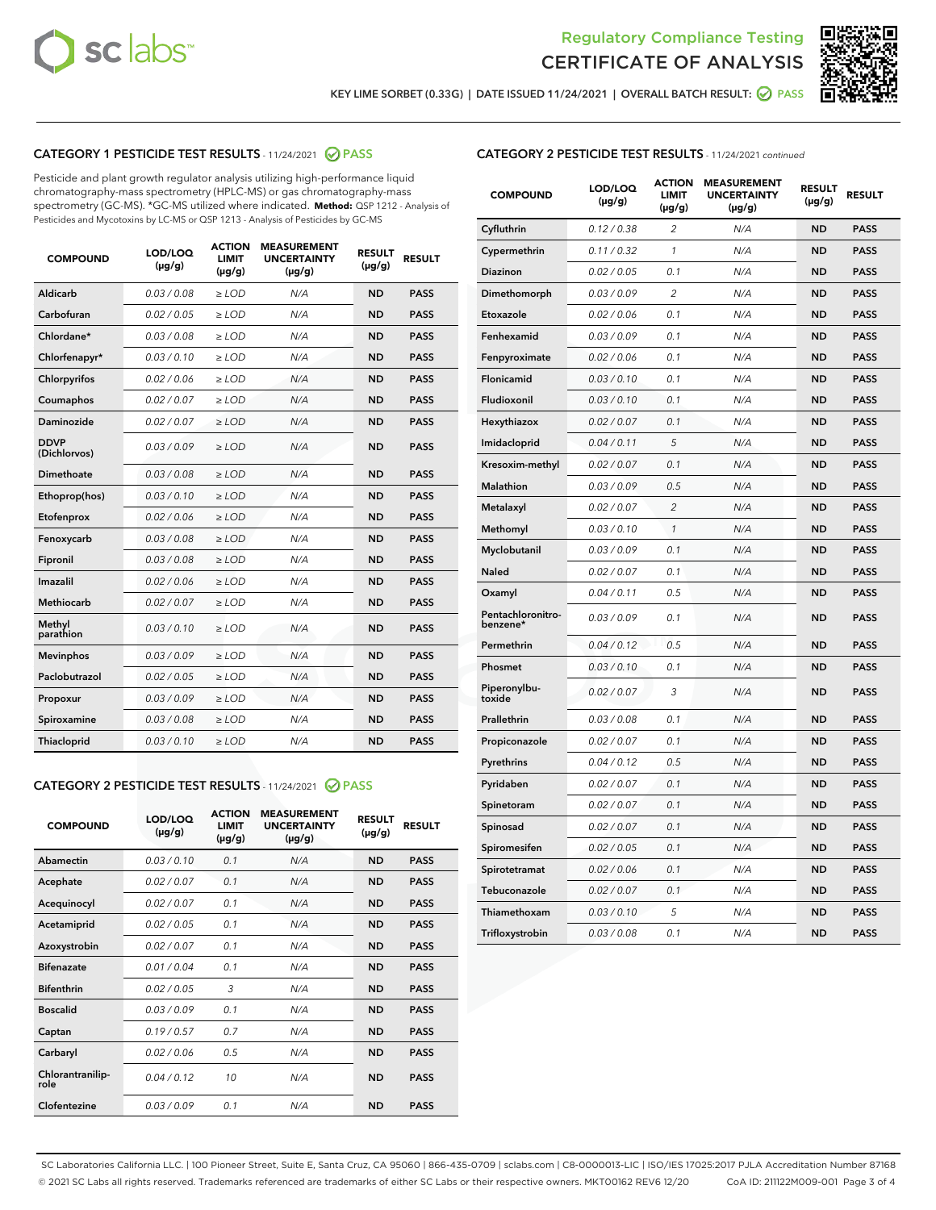# Regulatory Compliance Testing
# CERTIFICATE OF ANALYSIS

KEY LIME SORBET (0.33G) | DATE ISSUED 11/24/2021 | OVERALL BATCH RESULT: PASS

## CATEGORY 1 PESTICIDE TEST RESULTS - 11/24/2021 PASS

Pesticide and plant growth regulator analysis utilizing high-performance liquid chromatography-mass spectrometry (HPLC-MS) or gas chromatography-mass spectrometry (GC-MS). *GC-MS utilized where indicated. **Method:** QSP 1212 - Analysis of Pesticides and Mycotoxins by LC-MS or QSP 1213 - Analysis of Pesticides by GC-MS

| COMPOUND | LOD/LOQ (µg/g) | ACTION LIMIT (µg/g) | MEASUREMENT UNCERTAINTY (µg/g) | RESULT (µg/g) | RESULT |
|---|---|---|---|---|---|
| Aldicarb | 0.03 / 0.08 | ≥ LOD | N/A | ND | PASS |
| Carbofuran | 0.02 / 0.05 | ≥ LOD | N/A | ND | PASS |
| Chlordane* | 0.03 / 0.08 | ≥ LOD | N/A | ND | PASS |
| Chlorfenapyr* | 0.03 / 0.10 | ≥ LOD | N/A | ND | PASS |
| Chlorpyrifos | 0.02 / 0.06 | ≥ LOD | N/A | ND | PASS |
| Coumaphos | 0.02 / 0.07 | ≥ LOD | N/A | ND | PASS |
| Daminozide | 0.02 / 0.07 | ≥ LOD | N/A | ND | PASS |
| DDVP (Dichlorvos) | 0.03 / 0.09 | ≥ LOD | N/A | ND | PASS |
| Dimethoate | 0.03 / 0.08 | ≥ LOD | N/A | ND | PASS |
| Ethoprop(hos) | 0.03 / 0.10 | ≥ LOD | N/A | ND | PASS |
| Etofenprox | 0.02 / 0.06 | ≥ LOD | N/A | ND | PASS |
| Fenoxycarb | 0.03 / 0.08 | ≥ LOD | N/A | ND | PASS |
| Fipronil | 0.03 / 0.08 | ≥ LOD | N/A | ND | PASS |
| Imazalil | 0.02 / 0.06 | ≥ LOD | N/A | ND | PASS |
| Methiocarb | 0.02 / 0.07 | ≥ LOD | N/A | ND | PASS |
| Methyl parathion | 0.03 / 0.10 | ≥ LOD | N/A | ND | PASS |
| Mevinphos | 0.03 / 0.09 | ≥ LOD | N/A | ND | PASS |
| Paclobutrazol | 0.02 / 0.05 | ≥ LOD | N/A | ND | PASS |
| Propoxur | 0.03 / 0.09 | ≥ LOD | N/A | ND | PASS |
| Spiroxamine | 0.03 / 0.08 | ≥ LOD | N/A | ND | PASS |
| Thiacloprid | 0.03 / 0.10 | ≥ LOD | N/A | ND | PASS |

## CATEGORY 2 PESTICIDE TEST RESULTS - 11/24/2021 PASS

| COMPOUND | LOD/LOQ (µg/g) | ACTION LIMIT (µg/g) | MEASUREMENT UNCERTAINTY (µg/g) | RESULT (µg/g) | RESULT |
|---|---|---|---|---|---|
| Abamectin | 0.03 / 0.10 | 0.1 | N/A | ND | PASS |
| Acephate | 0.02 / 0.07 | 0.1 | N/A | ND | PASS |
| Acequinocyl | 0.02 / 0.07 | 0.1 | N/A | ND | PASS |
| Acetamiprid | 0.02 / 0.05 | 0.1 | N/A | ND | PASS |
| Azoxystrobin | 0.02 / 0.07 | 0.1 | N/A | ND | PASS |
| Bifenazate | 0.01 / 0.04 | 0.1 | N/A | ND | PASS |
| Bifenthrin | 0.02 / 0.05 | 3 | N/A | ND | PASS |
| Boscalid | 0.03 / 0.09 | 0.1 | N/A | ND | PASS |
| Captan | 0.19 / 0.57 | 0.7 | N/A | ND | PASS |
| Carbaryl | 0.02 / 0.06 | 0.5 | N/A | ND | PASS |
| Chlorantraniliprole | 0.04 / 0.12 | 10 | N/A | ND | PASS |
| Clofentezine | 0.03 / 0.09 | 0.1 | N/A | ND | PASS |
| Cyfluthrin | 0.12 / 0.38 | 2 | N/A | ND | PASS |
| Cypermethrin | 0.11 / 0.32 | 1 | N/A | ND | PASS |
| Diazinon | 0.02 / 0.05 | 0.1 | N/A | ND | PASS |
| Dimethomorph | 0.03 / 0.09 | 2 | N/A | ND | PASS |
| Etoxazole | 0.02 / 0.06 | 0.1 | N/A | ND | PASS |
| Fenhexamid | 0.03 / 0.09 | 0.1 | N/A | ND | PASS |
| Fenpyroximate | 0.02 / 0.06 | 0.1 | N/A | ND | PASS |
| Flonicamid | 0.03 / 0.10 | 0.1 | N/A | ND | PASS |
| Fludioxonil | 0.03 / 0.10 | 0.1 | N/A | ND | PASS |
| Hexythiazox | 0.02 / 0.07 | 0.1 | N/A | ND | PASS |
| Imidacloprid | 0.04 / 0.11 | 5 | N/A | ND | PASS |
| Kresoxim-methyl | 0.02 / 0.07 | 0.1 | N/A | ND | PASS |
| Malathion | 0.03 / 0.09 | 0.5 | N/A | ND | PASS |
| Metalaxyl | 0.02 / 0.07 | 2 | N/A | ND | PASS |
| Methomyl | 0.03 / 0.10 | 1 | N/A | ND | PASS |
| Myclobutanil | 0.03 / 0.09 | 0.1 | N/A | ND | PASS |
| Naled | 0.02 / 0.07 | 0.1 | N/A | ND | PASS |
| Oxamyl | 0.04 / 0.11 | 0.5 | N/A | ND | PASS |
| Pentachloronitrobenzene* | 0.03 / 0.09 | 0.1 | N/A | ND | PASS |
| Permethrin | 0.04 / 0.12 | 0.5 | N/A | ND | PASS |
| Phosmet | 0.03 / 0.10 | 0.1 | N/A | ND | PASS |
| Piperonylbutoxide | 0.02 / 0.07 | 3 | N/A | ND | PASS |
| Prallethrin | 0.03 / 0.08 | 0.1 | N/A | ND | PASS |
| Propiconazole | 0.02 / 0.07 | 0.1 | N/A | ND | PASS |
| Pyrethrins | 0.04 / 0.12 | 0.5 | N/A | ND | PASS |
| Pyridaben | 0.02 / 0.07 | 0.1 | N/A | ND | PASS |
| Spinetoram | 0.02 / 0.07 | 0.1 | N/A | ND | PASS |
| Spinosad | 0.02 / 0.07 | 0.1 | N/A | ND | PASS |
| Spiromesifen | 0.02 / 0.05 | 0.1 | N/A | ND | PASS |
| Spirotetramat | 0.02 / 0.06 | 0.1 | N/A | ND | PASS |
| Tebuconazole | 0.02 / 0.07 | 0.1 | N/A | ND | PASS |
| Thiamethoxam | 0.03 / 0.10 | 5 | N/A | ND | PASS |
| Trifloxystrobin | 0.03 / 0.08 | 0.1 | N/A | ND | PASS |

SC Laboratories California LLC. | 100 Pioneer Street, Suite E, Santa Cruz, CA 95060 | 866-435-0709 | sclabs.com | C8-0000013-LIC | ISO/IES 17025:2017 PJLA Accreditation Number 87168
© 2021 SC Labs all rights reserved. Trademarks referenced are trademarks of either SC Labs or their respective owners. MKT00162 REV6 12/20 CoA ID: 211122M009-001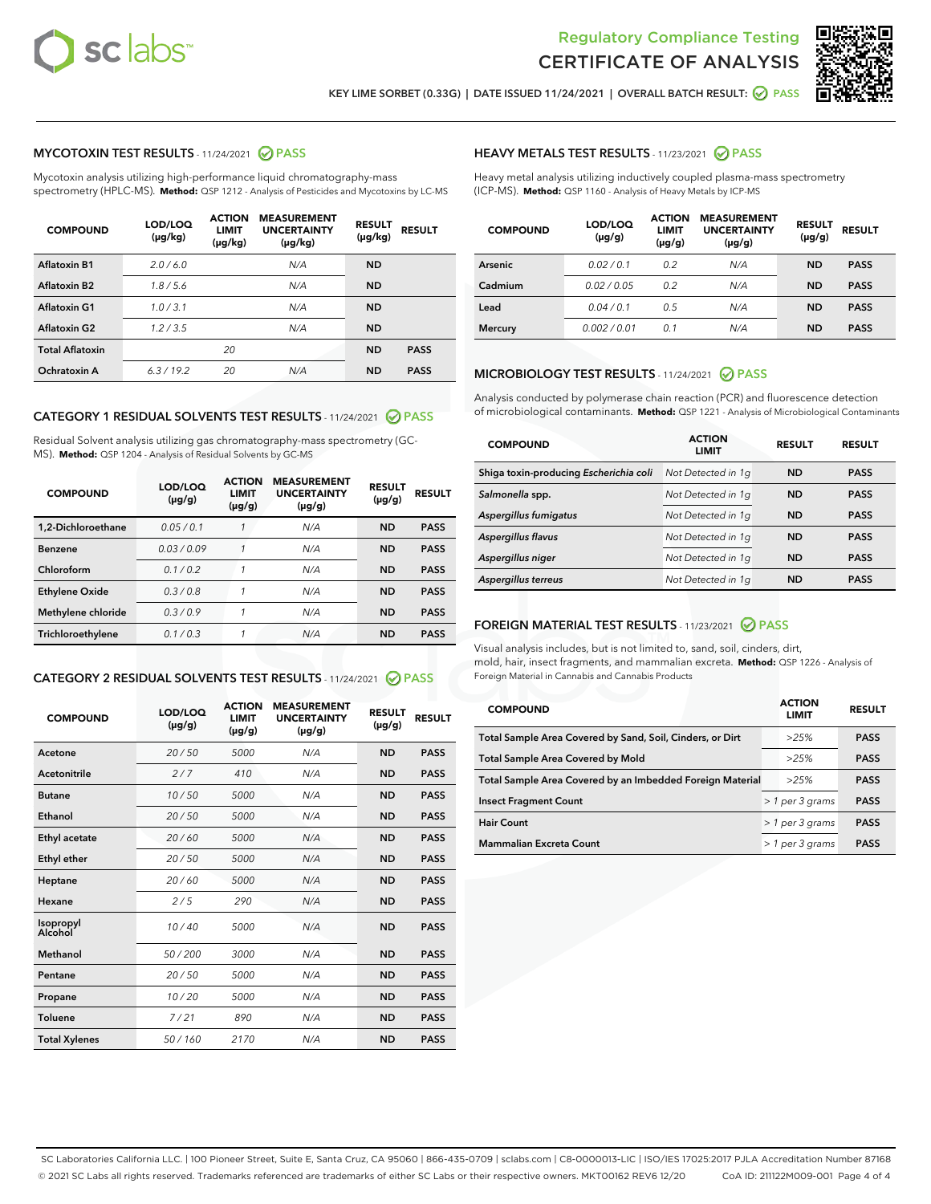Regulatory Compliance Testing

# CERTIFICATE OF ANALYSIS

KEY LIME SORBET (0.33G) | DATE ISSUED 11/24/2021 | OVERALL BATCH RESULT: PASS

## MYCOTOXIN TEST RESULTS - 11/24/2021 PASS

Mycotoxin analysis utilizing high-performance liquid chromatography-mass spectrometry (HPLC-MS). **Method:** QSP 1212 - Analysis of Pesticides and Mycotoxins by LC-MS

| COMPOUND | LOD/LOQ (µg/kg) | ACTION LIMIT (µg/kg) | MEASUREMENT UNCERTAINTY (µg/kg) | RESULT (µg/kg) | RESULT |
|---|---|---|---|---|---|
| Aflatoxin B1 | 2.0 / 6.0 | | N/A | ND | |
| Aflatoxin B2 | 1.8 / 5.6 | | N/A | ND | |
| Aflatoxin G1 | 1.0 / 3.1 | | N/A | ND | |
| Aflatoxin G2 | 1.2 / 3.5 | | N/A | ND | |
| Total Aflatoxin | | 20 | | ND | PASS |
| Ochratoxin A | 6.3 / 19.2 | 20 | N/A | ND | PASS |

## CATEGORY 1 RESIDUAL SOLVENTS TEST RESULTS - 11/24/2021 PASS

Residual Solvent analysis utilizing gas chromatography-mass spectrometry (GC-MS). **Method:** QSP 1204 - Analysis of Residual Solvents by GC-MS

| COMPOUND | LOD/LOQ (µg/g) | ACTION LIMIT (µg/g) | MEASUREMENT UNCERTAINTY (µg/g) | RESULT (µg/g) | RESULT |
|---|---|---|---|---|---|
| 1,2-Dichloroethane | 0.05 / 0.1 | 1 | N/A | ND | PASS |
| Benzene | 0.03 / 0.09 | 1 | N/A | ND | PASS |
| Chloroform | 0.1 / 0.2 | 1 | N/A | ND | PASS |
| Ethylene Oxide | 0.3 / 0.8 | 1 | N/A | ND | PASS |
| Methylene chloride | 0.3 / 0.9 | 1 | N/A | ND | PASS |
| Trichloroethylene | 0.1 / 0.3 | 1 | N/A | ND | PASS |

## CATEGORY 2 RESIDUAL SOLVENTS TEST RESULTS - 11/24/2021 PASS

| COMPOUND | LOD/LOQ (µg/g) | ACTION LIMIT (µg/g) | MEASUREMENT UNCERTAINTY (µg/g) | RESULT (µg/g) | RESULT |
|---|---|---|---|---|---|
| Acetone | 20 / 50 | 5000 | N/A | ND | PASS |
| Acetonitrile | 2 / 7 | 410 | N/A | ND | PASS |
| Butane | 10 / 50 | 5000 | N/A | ND | PASS |
| Ethanol | 20 / 50 | 5000 | N/A | ND | PASS |
| Ethyl acetate | 20 / 60 | 5000 | N/A | ND | PASS |
| Ethyl ether | 20 / 50 | 5000 | N/A | ND | PASS |
| Heptane | 20 / 60 | 5000 | N/A | ND | PASS |
| Hexane | 2 / 5 | 290 | N/A | ND | PASS |
| Isopropyl Alcohol | 10 / 40 | 5000 | N/A | ND | PASS |
| Methanol | 50 / 200 | 3000 | N/A | ND | PASS |
| Pentane | 20 / 50 | 5000 | N/A | ND | PASS |
| Propane | 10 / 20 | 5000 | N/A | ND | PASS |
| Toluene | 7 / 21 | 890 | N/A | ND | PASS |
| Total Xylenes | 50 / 160 | 2170 | N/A | ND | PASS |

## HEAVY METALS TEST RESULTS - 11/23/2021 PASS

Heavy metal analysis utilizing inductively coupled plasma-mass spectrometry (ICP-MS). **Method:** QSP 1160 - Analysis of Heavy Metals by ICP-MS

| COMPOUND | LOD/LOQ (µg/g) | ACTION LIMIT (µg/g) | MEASUREMENT UNCERTAINTY (µg/g) | RESULT (µg/g) | RESULT |
|---|---|---|---|---|---|
| Arsenic | 0.02 / 0.1 | 0.2 | N/A | ND | PASS |
| Cadmium | 0.02 / 0.05 | 0.2 | N/A | ND | PASS |
| Lead | 0.04 / 0.1 | 0.5 | N/A | ND | PASS |
| Mercury | 0.002 / 0.01 | 0.1 | N/A | ND | PASS |

## MICROBIOLOGY TEST RESULTS - 11/24/2021 PASS

Analysis conducted by polymerase chain reaction (PCR) and fluorescence detection of microbiological contaminants. **Method:** QSP 1221 - Analysis of Microbiological Contaminants

| COMPOUND | ACTION LIMIT | RESULT | RESULT |
|---|---|---|---|
| Shiga toxin-producing *Escherichia coli* | Not Detected in 1g | ND | PASS |
| *Salmonella* spp. | Not Detected in 1g | ND | PASS |
| *Aspergillus fumigatus* | Not Detected in 1g | ND | PASS |
| *Aspergillus flavus* | Not Detected in 1g | ND | PASS |
| *Aspergillus niger* | Not Detected in 1g | ND | PASS |
| *Aspergillus terreus* | Not Detected in 1g | ND | PASS |

## FOREIGN MATERIAL TEST RESULTS - 11/23/2021 PASS

Visual analysis includes, but is not limited to, sand, soil, cinders, dirt, mold, hair, insect fragments, and mammalian excreta. **Method:** QSP 1226 - Analysis of Foreign Material in Cannabis and Cannabis Products

| COMPOUND | ACTION LIMIT | RESULT |
|---|---|---|
| Total Sample Area Covered by Sand, Soil, Cinders, or Dirt | >25% | PASS |
| Total Sample Area Covered by Mold | >25% | PASS |
| Total Sample Area Covered by an Imbedded Foreign Material | >25% | PASS |
| Insect Fragment Count | > 1 per 3 grams | PASS |
| Hair Count | > 1 per 3 grams | PASS |
| Mammalian Excreta Count | > 1 per 3 grams | PASS |

SC Laboratories California LLC. | 100 Pioneer Street, Suite E, Santa Cruz, CA 95060 | 866-435-0709 | sclabs.com | C8-0000013-LIC | ISO/IES 17025:2017 PJLA Accreditation Number 87168
© 2021 SC Labs all rights reserved. Trademarks referenced are trademarks of either SC Labs or their respective owners. MKT00162 REV6 12/20 CoA ID: 211122M009-001